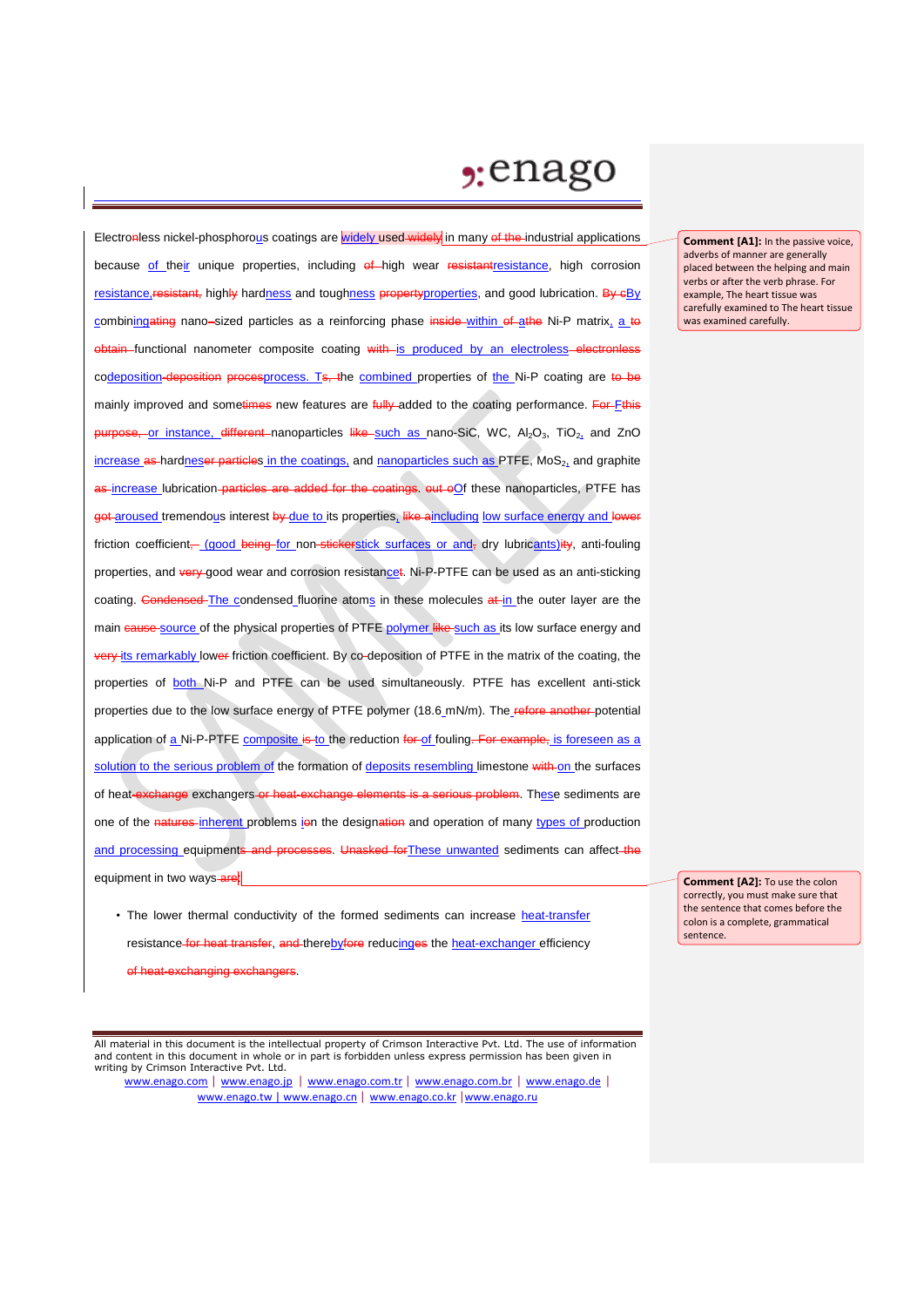Electro~~n~~less nickel-phosphorous coatings are widely used ~~widely~~ in many ~~of the~~ industrial applications because of their unique properties, including ~~of~~ high wear ~~resistant~~resistance, high corrosion resistance, ~~resistant,~~ high~~ly~~ hardness and toughness ~~property~~properties, and good lubrication. ~~By c~~By combining~~ating~~ nano~~-~~sized particles as a reinforcing phase ~~inside~~ within ~~of a~~the Ni-P matrix, a ~~to obtain~~ functional nanometer composite coating ~~with~~ is produced by an electroless ~~electronless~~ codeposition ~~deposition~~ ~~process~~process. ~~Ts,~~ the combined properties of the Ni-P coating are ~~to be~~ mainly improved and some~~times~~ new features are ~~fully~~ added to the coating performance. ~~For F~~this ~~purpose,~~ or instance, ~~different~~ nanoparticles ~~like~~ such as nano-SiC, WC, $Al_2O_3$, $TiO_2$, and ZnO increase ~~as~~ hardnes~~er particle~~s in the coatings, and nanoparticles such as PTFE, $MoS_2$, and graphite ~~as~~ increase lubrication ~~particles are added for the coatings~~. ~~out o~~Of these nanoparticles, PTFE has ~~got~~ aroused tremendous interest ~~by~~ due to its properties, ~~like a~~including low surface energy and lower friction coefficient~~, –~~ (good ~~being~~ for non-~~sticker~~stick surfaces or ~~and-~~ dry lubricants)~~ity~~, anti-fouling properties, and ~~very~~ good wear and corrosion resistance~~t~~. Ni-P-PTFE can be used as an anti-sticking coating. ~~Condensed~~ The condensed fluorine atoms in these molecules ~~at~~ in the outer layer are the main ~~cause~~ source of the physical properties of PTFE polymer ~~like~~ such as its low surface energy and ~~very~~ its remarkably low~~er~~ friction coefficient. By co-deposition of PTFE in the matrix of the coating, the properties of both Ni-P and PTFE can be used simultaneously. PTFE has excellent anti-stick properties due to the low surface energy of PTFE polymer (18.6 mN/m). The~~refore another~~ potential application of a Ni-P-PTFE composite ~~is~~ to the reduction ~~for~~ of fouling~~. For example,~~ is foreseen as a solution to the serious problem of the formation of deposits resembling limestone ~~with~~ on the surfaces of heat~~-exchange~~ exchangers ~~or heat-exchange elements is a serious problem~~. These sediments are one of the ~~natures~~ inherent problems ~~i~~on the design~~ation~~ and operation of many types of production and processing equipment~~s and processes~~. ~~Unasked for~~These unwanted sediments can affect ~~the~~ equipment in two ways ~~are~~:

- The lower thermal conductivity of the formed sediments can increase heat-transfer resistance ~~for heat transfer~~, ~~and~~ thereby~~fore~~ reducing~~es~~ the heat-exchanger efficiency ~~of heat-exchanging exchangers~~.

> **Comment [A1]:** In the passive voice, adverbs of manner are generally placed between the helping and main verbs or after the verb phrase. For example, The heart tissue was carefully examined to The heart tissue was examined carefully.

> **Comment [A2]:** To use the colon correctly, you must make sure that the sentence that comes before the colon is a complete, grammatical sentence.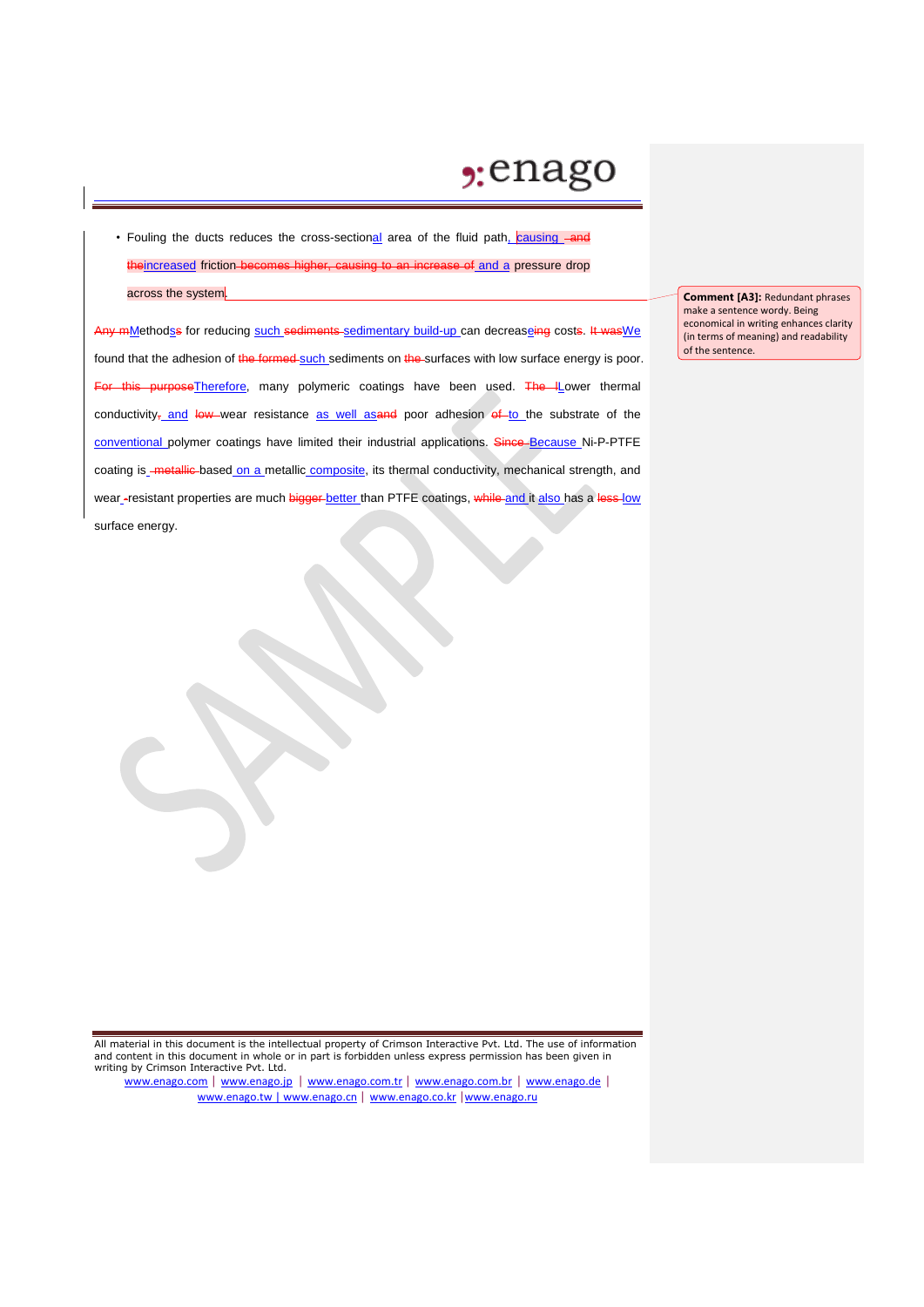- Fouling the ducts reduces the cross-sectional area of the fluid path, causing and theincreased friction becomes higher, causing to an increase of and a pressure drop across the system.

Any mMethodss for reducing such sediments sedimentary build-up can decreaseeing costs. It wasWe found that the adhesion of the formed such sediments on the surfaces with low surface energy is poor. For this purposeTherefore, many polymeric coatings have been used. The lLower thermal conductivity, and low wear resistance as well asand poor adhesion of to the substrate of the conventional polymer coatings have limited their industrial applications. Since Because Ni-P-PTFE coating is metallic based on a metallic composite, its thermal conductivity, mechanical strength, and wear -resistant properties are much bigger better than PTFE coatings, while and it also has a less low surface energy.

**Comment [A3]:** Redundant phrases make a sentence wordy. Being economical in writing enhances clarity (in terms of meaning) and readability of the sentence.

All material in this document is the intellectual property of Crimson Interactive Pvt. Ltd. The use of information and content in this document in whole or in part is forbidden unless express permission has been given in writing by Crimson Interactive Pvt. Ltd.

www.enago.com | www.enago.jp | www.enago.com.tr | www.enago.com.br | www.enago.de | www.enago.tw | www.enago.cn | www.enago.co.kr | www.enago.ru